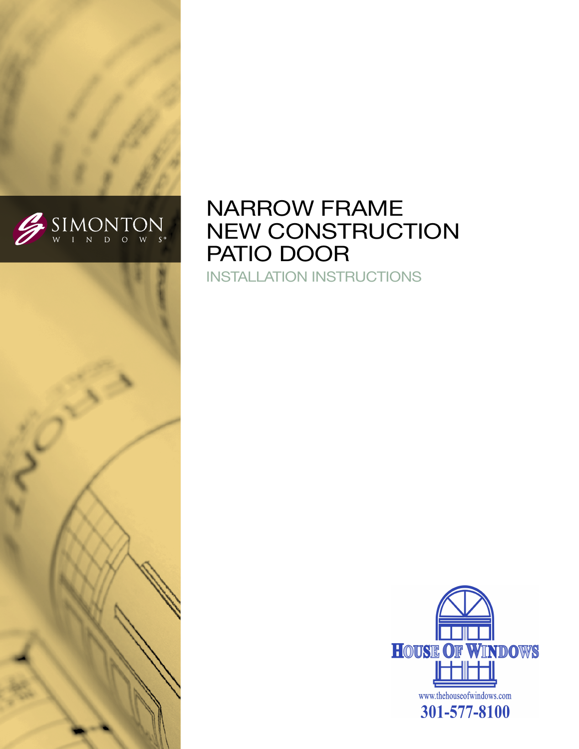SIMONTON WINDOWS®

# NARROW FRAME NEW CONSTRUCTION PATIO DOOR

## INSTALLATION INSTRUCTIONS

HOUSE OF WINDOWS

www.thehouseofwindows.com

301-577-8100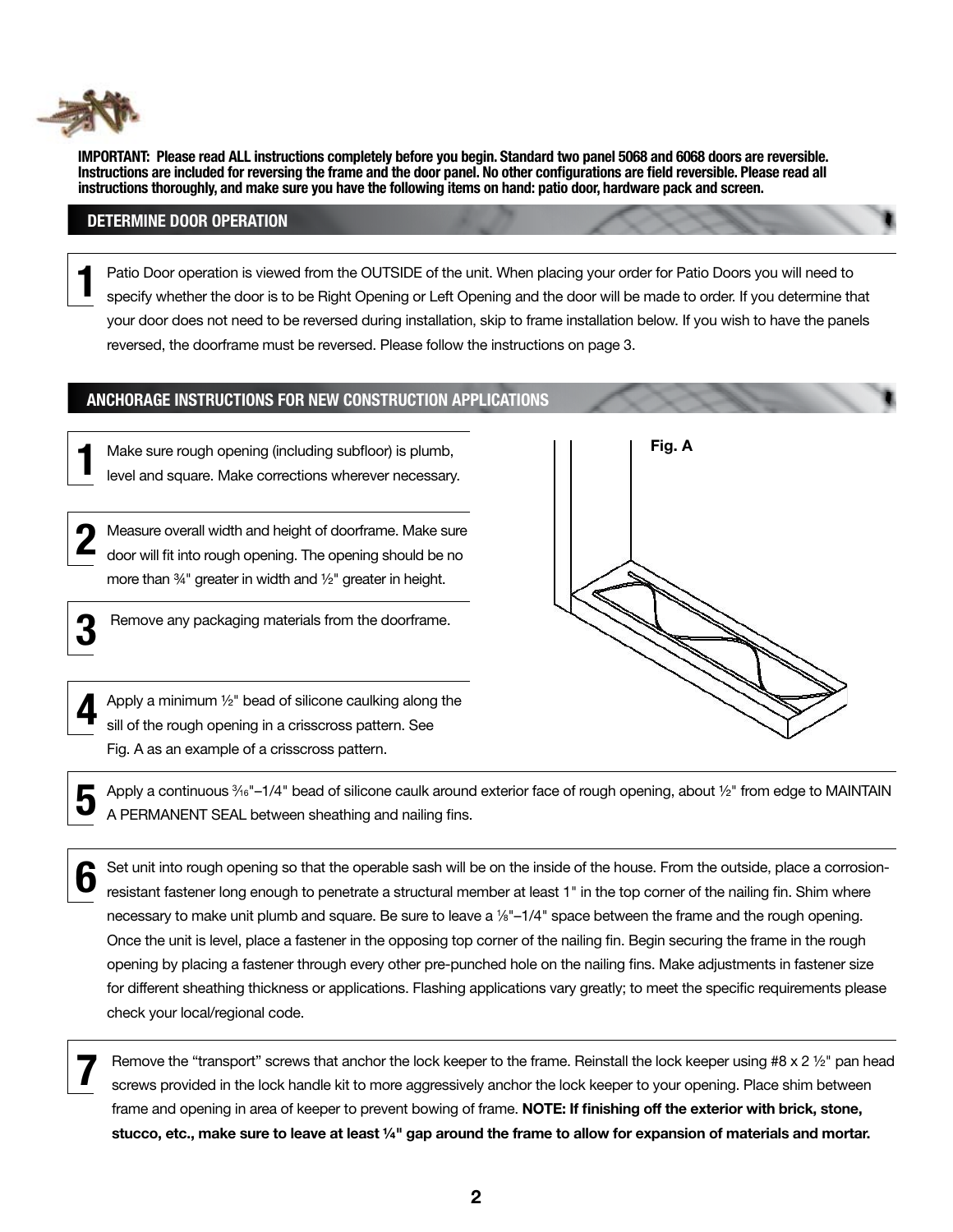**IMPORTANT: Please read ALL instructions completely before you begin. Standard two panel 5068 and 6068 doors are reversible. Instructions are included for reversing the frame and the door panel. No other configurations are field reversible. Please read all instructions thoroughly, and make sure you have the following items on hand: patio door, hardware pack and screen.**

## DETERMINE DOOR OPERATION

**1** Patio Door operation is viewed from the OUTSIDE of the unit. When placing your order for Patio Doors you will need to specify whether the door is to be Right Opening or Left Opening and the door will be made to order. If you determine that your door does not need to be reversed during installation, skip to frame installation below. If you wish to have the panels reversed, the doorframe must be reversed. Please follow the instructions on page 3.

## ANCHORAGE INSTRUCTIONS FOR NEW CONSTRUCTION APPLICATIONS

**1** Make sure rough opening (including subfloor) is plumb, level and square. Make corrections wherever necessary.

**2** Measure overall width and height of doorframe. Make sure door will fit into rough opening. The opening should be no more than ¾" greater in width and ½" greater in height.

**3** Remove any packaging materials from the doorframe.

**4** Apply a minimum ½" bead of silicone caulking along the sill of the rough opening in a crisscross pattern. See Fig. A as an example of a crisscross pattern.

Fig. A

**5** Apply a continuous ³⁄₁₆"–1/4" bead of silicone caulk around exterior face of rough opening, about ½" from edge to MAINTAIN A PERMANENT SEAL between sheathing and nailing fins.

**6** Set unit into rough opening so that the operable sash will be on the inside of the house. From the outside, place a corrosion-resistant fastener long enough to penetrate a structural member at least 1" in the top corner of the nailing fin. Shim where necessary to make unit plumb and square. Be sure to leave a ⅛"–1/4" space between the frame and the rough opening. Once the unit is level, place a fastener in the opposing top corner of the nailing fin. Begin securing the frame in the rough opening by placing a fastener through every other pre-punched hole on the nailing fins. Make adjustments in fastener size for different sheathing thickness or applications. Flashing applications vary greatly; to meet the specific requirements please check your local/regional code.

**7** Remove the "transport" screws that anchor the lock keeper to the frame. Reinstall the lock keeper using #8 x 2 ½" pan head screws provided in the lock handle kit to more aggressively anchor the lock keeper to your opening. Place shim between frame and opening in area of keeper to prevent bowing of frame. **NOTE: If finishing off the exterior with brick, stone, stucco, etc., make sure to leave at least ¼" gap around the frame to allow for expansion of materials and mortar.**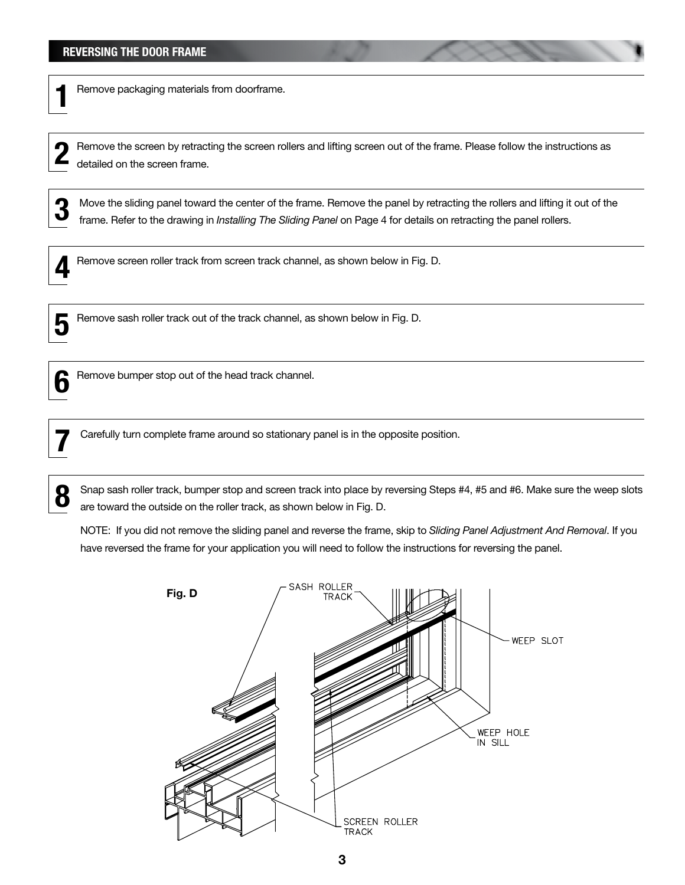## REVERSING THE DOOR FRAME

1. Remove packaging materials from doorframe.

2. Remove the screen by retracting the screen rollers and lifting screen out of the frame. Please follow the instructions as detailed on the screen frame.

3. Move the sliding panel toward the center of the frame. Remove the panel by retracting the rollers and lifting it out of the frame. Refer to the drawing in *Installing The Sliding Panel* on Page 4 for details on retracting the panel rollers.

4. Remove screen roller track from screen track channel, as shown below in Fig. D.

5. Remove sash roller track out of the track channel, as shown below in Fig. D.

6. Remove bumper stop out of the head track channel.

7. Carefully turn complete frame around so stationary panel is in the opposite position.

8. Snap sash roller track, bumper stop and screen track into place by reversing Steps #4, #5 and #6. Make sure the weep slots are toward the outside on the roller track, as shown below in Fig. D.

   NOTE: If you did not remove the sliding panel and reverse the frame, skip to *Sliding Panel Adjustment And Removal*. If you have reversed the frame for your application you will need to follow the instructions for reversing the panel.

**Fig. D**

SASH ROLLER TRACK

WEEP SLOT

WEEP HOLE IN SILL

SCREEN ROLLER TRACK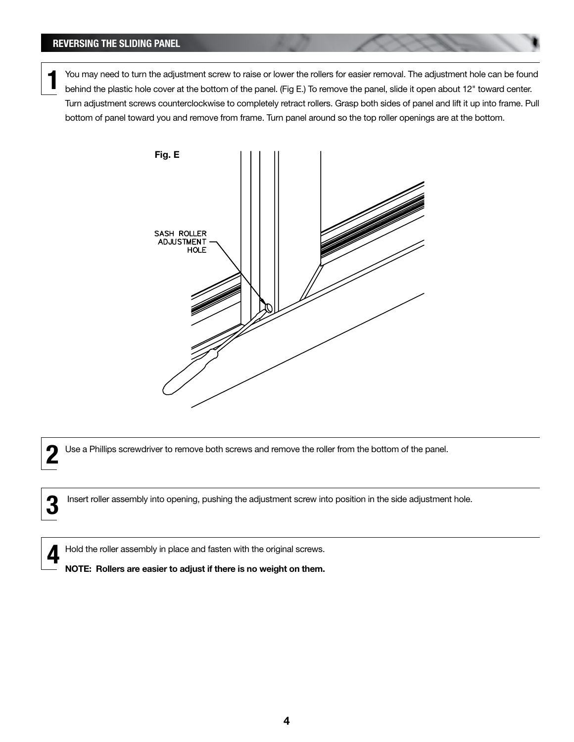## REVERSING THE SLIDING PANEL

**1** You may need to turn the adjustment screw to raise or lower the rollers for easier removal. The adjustment hole can be found behind the plastic hole cover at the bottom of the panel. (Fig E.) To remove the panel, slide it open about 12" toward center. Turn adjustment screws counterclockwise to completely retract rollers. Grasp both sides of panel and lift it up into frame. Pull bottom of panel toward you and remove from frame. Turn panel around so the top roller openings are at the bottom.

**Fig. E**

SASH ROLLER ADJUSTMENT HOLE

**2** Use a Phillips screwdriver to remove both screws and remove the roller from the bottom of the panel.

**3** Insert roller assembly into opening, pushing the adjustment screw into position in the side adjustment hole.

**4** Hold the roller assembly in place and fasten with the original screws.

**NOTE: Rollers are easier to adjust if there is no weight on them.**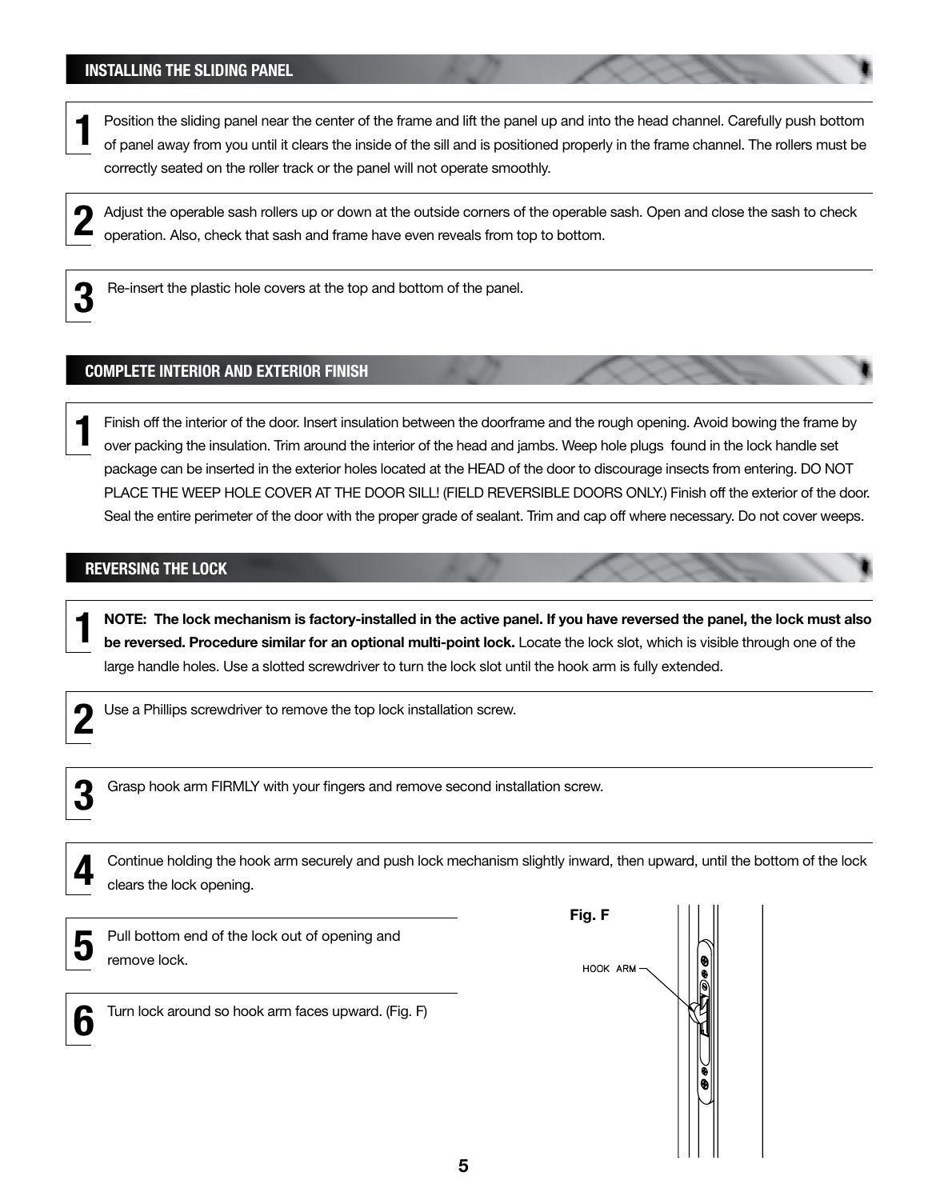## INSTALLING THE SLIDING PANEL

**1** Position the sliding panel near the center of the frame and lift the panel up and into the head channel. Carefully push bottom of panel away from you until it clears the inside of the sill and is positioned properly in the frame channel. The rollers must be correctly seated on the roller track or the panel will not operate smoothly.

**2** Adjust the operable sash rollers up or down at the outside corners of the operable sash. Open and close the sash to check operation. Also, check that sash and frame have even reveals from top to bottom.

**3** Re-insert the plastic hole covers at the top and bottom of the panel.

## COMPLETE INTERIOR AND EXTERIOR FINISH

**1** Finish off the interior of the door. Insert insulation between the doorframe and the rough opening. Avoid bowing the frame by over packing the insulation. Trim around the interior of the head and jambs. Weep hole plugs found in the lock handle set package can be inserted in the exterior holes located at the HEAD of the door to discourage insects from entering. DO NOT PLACE THE WEEP HOLE COVER AT THE DOOR SILL! (FIELD REVERSIBLE DOORS ONLY.) Finish off the exterior of the door. Seal the entire perimeter of the door with the proper grade of sealant. Trim and cap off where necessary. Do not cover weeps.

## REVERSING THE LOCK

**1** **NOTE: The lock mechanism is factory-installed in the active panel. If you have reversed the panel, the lock must also be reversed. Procedure similar for an optional multi-point lock.** Locate the lock slot, which is visible through one of the large handle holes. Use a slotted screwdriver to turn the lock slot until the hook arm is fully extended.

**2** Use a Phillips screwdriver to remove the top lock installation screw.

**3** Grasp hook arm FIRMLY with your fingers and remove second installation screw.

**4** Continue holding the hook arm securely and push lock mechanism slightly inward, then upward, until the bottom of the lock clears the lock opening.

**5** Pull bottom end of the lock out of opening and remove lock.

**6** Turn lock around so hook arm faces upward. (Fig. F)

**Fig. F**

HOOK ARM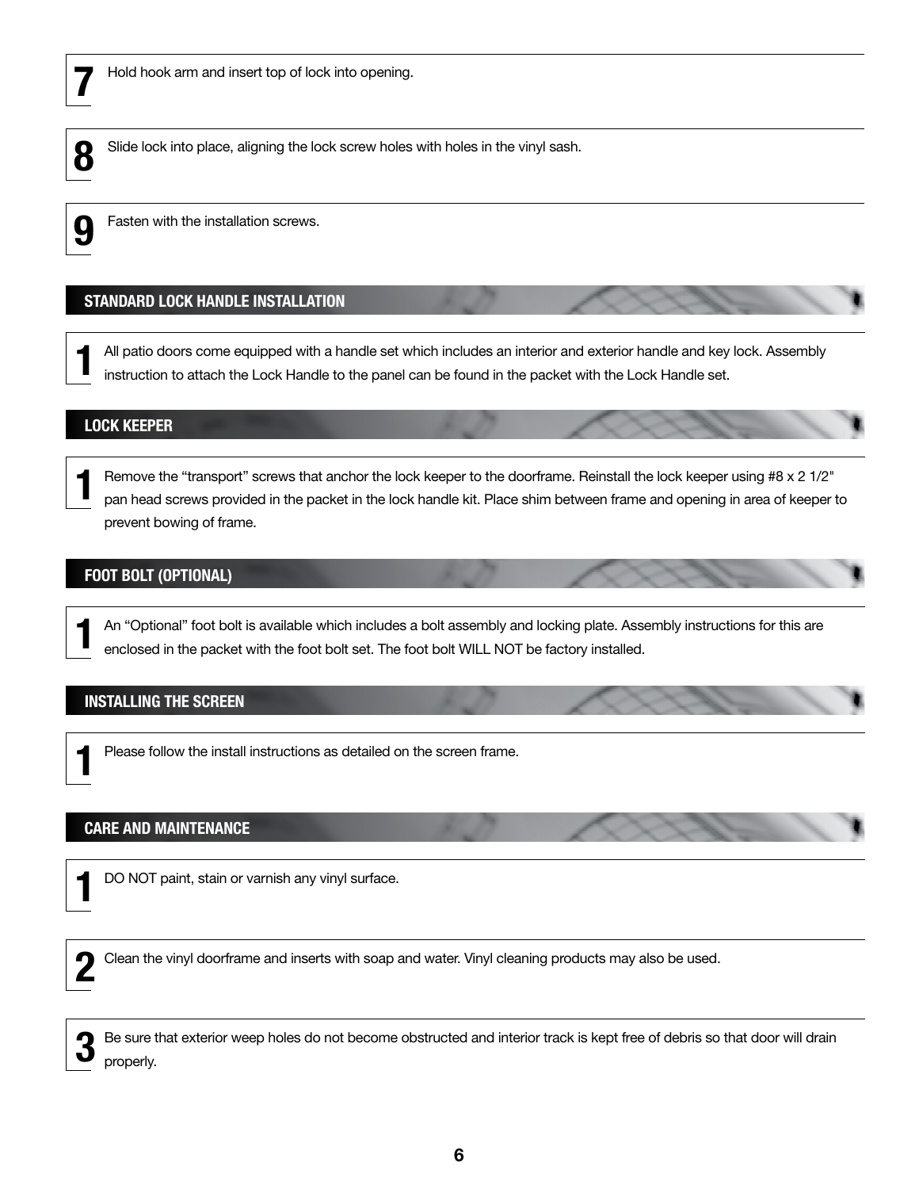7. Hold hook arm and insert top of lock into opening.

8. Slide lock into place, aligning the lock screw holes with holes in the vinyl sash.

9. Fasten with the installation screws.

## STANDARD LOCK HANDLE INSTALLATION

1. All patio doors come equipped with a handle set which includes an interior and exterior handle and key lock. Assembly instruction to attach the Lock Handle to the panel can be found in the packet with the Lock Handle set.

## LOCK KEEPER

1. Remove the “transport” screws that anchor the lock keeper to the doorframe. Reinstall the lock keeper using #8 x 2 1/2" pan head screws provided in the packet in the lock handle kit. Place shim between frame and opening in area of keeper to prevent bowing of frame.

## FOOT BOLT (OPTIONAL)

1. An “Optional” foot bolt is available which includes a bolt assembly and locking plate. Assembly instructions for this are enclosed in the packet with the foot bolt set. The foot bolt WILL NOT be factory installed.

## INSTALLING THE SCREEN

1. Please follow the install instructions as detailed on the screen frame.

## CARE AND MAINTENANCE

1. DO NOT paint, stain or varnish any vinyl surface.

2. Clean the vinyl doorframe and inserts with soap and water. Vinyl cleaning products may also be used.

3. Be sure that exterior weep holes do not become obstructed and interior track is kept free of debris so that door will drain properly.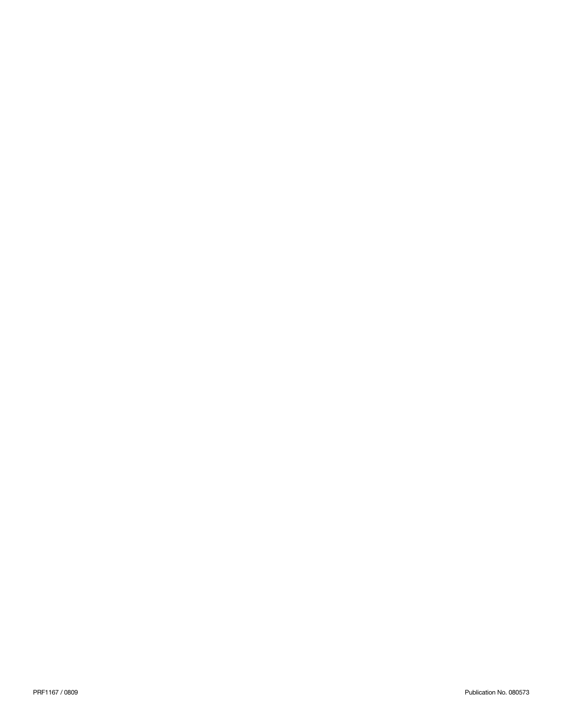PRF1167 / 0809

Publication No. 080573